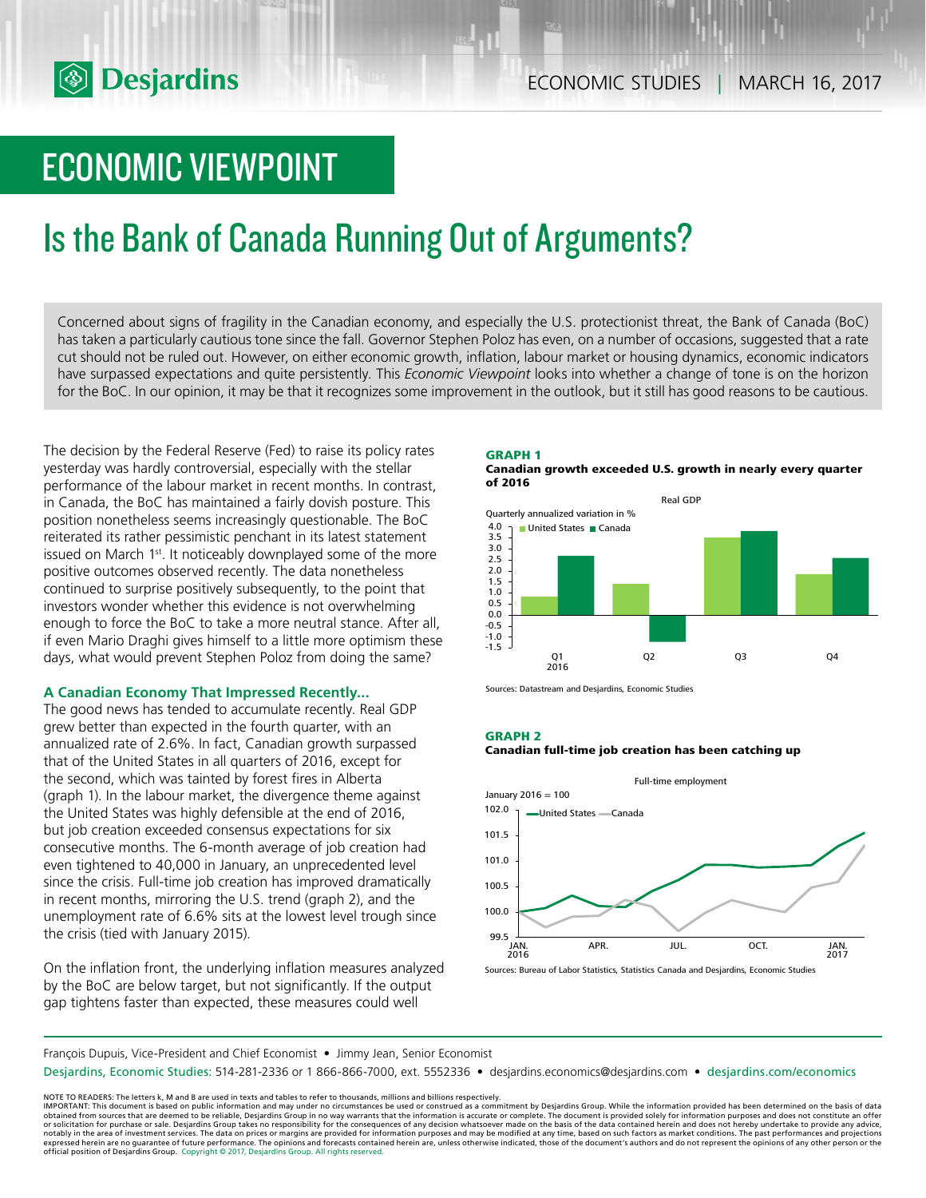Desjardins

ECONOMIC STUDIES | MARCH 16, 2017

# ECONOMIC VIEWPOINT

# Is the Bank of Canada Running Out of Arguments?

Concerned about signs of fragility in the Canadian economy, and especially the U.S. protectionist threat, the Bank of Canada (BoC) has taken a particularly cautious tone since the fall. Governor Stephen Poloz has even, on a number of occasions, suggested that a rate cut should not be ruled out. However, on either economic growth, inflation, labour market or housing dynamics, economic indicators have surpassed expectations and quite persistently. This *Economic Viewpoint* looks into whether a change of tone is on the horizon for the BoC. In our opinion, it may be that it recognizes some improvement in the outlook, but it still has good reasons to be cautious.

The decision by the Federal Reserve (Fed) to raise its policy rates yesterday was hardly controversial, especially with the stellar performance of the labour market in recent months. In contrast, in Canada, the BoC has maintained a fairly dovish posture. This position nonetheless seems increasingly questionable. The BoC reiterated its rather pessimistic penchant in its latest statement issued on March 1st. It noticeably downplayed some of the more positive outcomes observed recently. The data nonetheless continued to surprise positively subsequently, to the point that investors wonder whether this evidence is not overwhelming enough to force the BoC to take a more neutral stance. After all, if even Mario Draghi gives himself to a little more optimism these days, what would prevent Stephen Poloz from doing the same?

### A Canadian Economy That Impressed Recently…

The good news has tended to accumulate recently. Real GDP grew better than expected in the fourth quarter, with an annualized rate of 2.6%. In fact, Canadian growth surpassed that of the United States in all quarters of 2016, except for the second, which was tainted by forest fires in Alberta (graph 1). In the labour market, the divergence theme against the United States was highly defensible at the end of 2016, but job creation exceeded consensus expectations for six consecutive months. The 6-month average of job creation had even tightened to 40,000 in January, an unprecedented level since the crisis. Full-time job creation has improved dramatically in recent months, mirroring the U.S. trend (graph 2), and the unemployment rate of 6.6% sits at the lowest level trough since the crisis (tied with January 2015).

On the inflation front, the underlying inflation measures analyzed by the BoC are below target, but not significantly. If the output gap tightens faster than expected, these measures could well

**GRAPH 1**
**Canadian growth exceeded U.S. growth in nearly every quarter of 2016**

Real GDP — Quarterly annualized variation in % — United States, Canada

Sources: Datastream and Desjardins, Economic Studies

**GRAPH 2**
**Canadian full-time job creation has been catching up**

Full-time employment — January 2016 = 100 — United States, Canada

Sources: Bureau of Labor Statistics, Statistics Canada and Desjardins, Economic Studies

François Dupuis, Vice-President and Chief Economist • Jimmy Jean, Senior Economist

Desjardins, Economic Studies: 514-281-2336 or 1 866-866-7000, ext. 5552336 • desjardins.economics@desjardins.com • desjardins.com/economics

NOTE TO READERS: The letters k, M and B are used in texts and tables to refer to thousands, millions and billions respectively.
IMPORTANT: This document is based on public information and may under no circumstances be used or construed as a commitment by Desjardins Group. While the information provided has been determined on the basis of data obtained from sources that are deemed to be reliable, Desjardins Group in no way warrants that the information is accurate or complete. The document is provided solely for information purposes and does not constitute an offer or solicitation for purchase or sale. Desjardins Group takes no responsibility for the consequences of any decision whatsoever made on the basis of the data contained herein and does not hereby undertake to provide any advice, notably in the area of investment services. The data on prices or margins are provided for information purposes and may be modified at any time, based on such factors as market conditions. The past performances and projections expressed herein are no guarantee of future performance. The opinions and forecasts contained herein are, unless otherwise indicated, those of the document's authors and do not represent the opinions of any other person or the official position of Desjardins Group. Copyright © 2017, Desjardins Group. All rights reserved.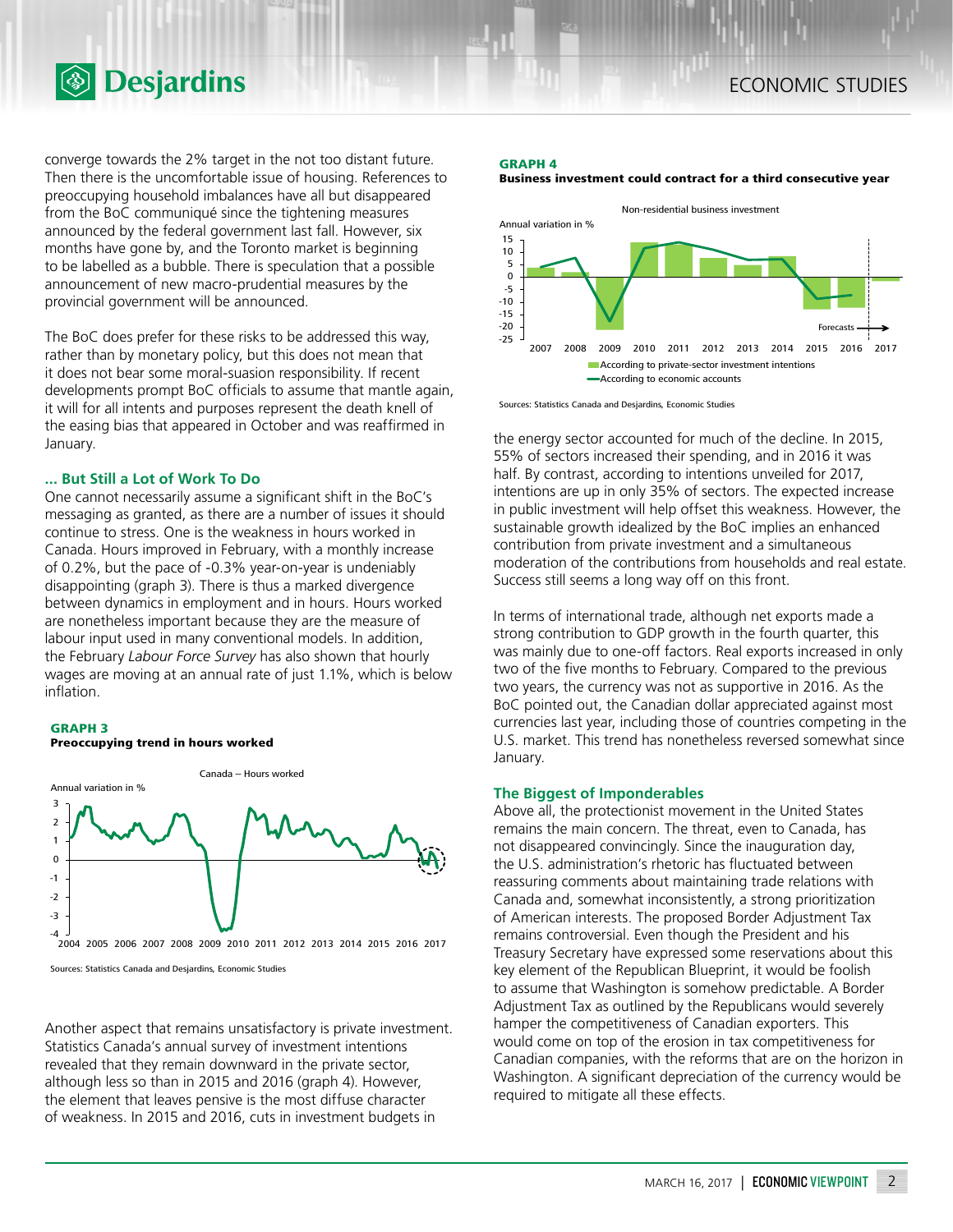converge towards the 2% target in the not too distant future. Then there is the uncomfortable issue of housing. References to preoccupying household imbalances have all but disappeared from the BoC communiqué since the tightening measures announced by the federal government last fall. However, six months have gone by, and the Toronto market is beginning to be labelled as a bubble. There is speculation that a possible announcement of new macro-prudential measures by the provincial government will be announced.

The BoC does prefer for these risks to be addressed this way, rather than by monetary policy, but this does not mean that it does not bear some moral-suasion responsibility. If recent developments prompt BoC officials to assume that mantle again, it will for all intents and purposes represent the death knell of the easing bias that appeared in October and was reaffirmed in January.

### … But Still a Lot of Work To Do

One cannot necessarily assume a significant shift in the BoC's messaging as granted, as there are a number of issues it should continue to stress. One is the weakness in hours worked in Canada. Hours improved in February, with a monthly increase of 0.2%, but the pace of -0.3% year-on-year is undeniably disappointing (graph 3). There is thus a marked divergence between dynamics in employment and in hours. Hours worked are nonetheless important because they are the measure of labour input used in many conventional models. In addition, the February *Labour Force Survey* has also shown that hourly wages are moving at an annual rate of just 1.1%, which is below inflation.

**GRAPH 3**
**Preoccupying trend in hours worked**

Sources: Statistics Canada and Desjardins, Economic Studies

Another aspect that remains unsatisfactory is private investment. Statistics Canada's annual survey of investment intentions revealed that they remain downward in the private sector, although less so than in 2015 and 2016 (graph 4). However, the element that leaves pensive is the most diffuse character of weakness. In 2015 and 2016, cuts in investment budgets in the energy sector accounted for much of the decline. In 2015, 55% of sectors increased their spending, and in 2016 it was half. By contrast, according to intentions unveiled for 2017, intentions are up in only 35% of sectors. The expected increase in public investment will help offset this weakness. However, the sustainable growth idealized by the BoC implies an enhanced contribution from private investment and a simultaneous moderation of the contributions from households and real estate. Success still seems a long way off on this front.

**GRAPH 4**
**Business investment could contract for a third consecutive year**

Sources: Statistics Canada and Desjardins, Economic Studies

In terms of international trade, although net exports made a strong contribution to GDP growth in the fourth quarter, this was mainly due to one-off factors. Real exports increased in only two of the five months to February. Compared to the previous two years, the currency was not as supportive in 2016. As the BoC pointed out, the Canadian dollar appreciated against most currencies last year, including those of countries competing in the U.S. market. This trend has nonetheless reversed somewhat since January.

### The Biggest of Imponderables

Above all, the protectionist movement in the United States remains the main concern. The threat, even to Canada, has not disappeared convincingly. Since the inauguration day, the U.S. administration's rhetoric has fluctuated between reassuring comments about maintaining trade relations with Canada and, somewhat inconsistently, a strong prioritization of American interests. The proposed Border Adjustment Tax remains controversial. Even though the President and his Treasury Secretary have expressed some reservations about this key element of the Republican Blueprint, it would be foolish to assume that Washington is somehow predictable. A Border Adjustment Tax as outlined by the Republicans would severely hamper the competitiveness of Canadian exporters. This would come on top of the erosion in tax competitiveness for Canadian companies, with the reforms that are on the horizon in Washington. A significant depreciation of the currency would be required to mitigate all these effects.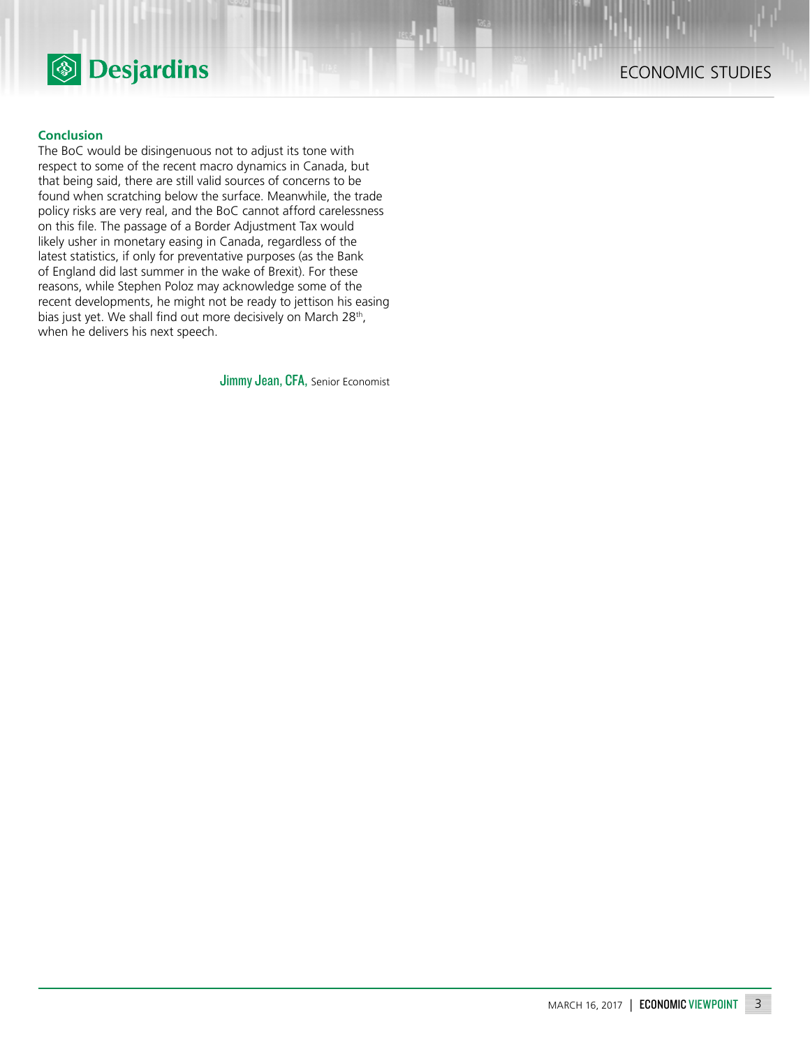### Conclusion

The BoC would be disingenuous not to adjust its tone with respect to some of the recent macro dynamics in Canada, but that being said, there are still valid sources of concerns to be found when scratching below the surface. Meanwhile, the trade policy risks are very real, and the BoC cannot afford carelessness on this file. The passage of a Border Adjustment Tax would likely usher in monetary easing in Canada, regardless of the latest statistics, if only for preventative purposes (as the Bank of England did last summer in the wake of Brexit). For these reasons, while Stephen Poloz may acknowledge some of the recent developments, he might not be ready to jettison his easing bias just yet. We shall find out more decisively on March 28th, when he delivers his next speech.

**Jimmy Jean, CFA,** Senior Economist